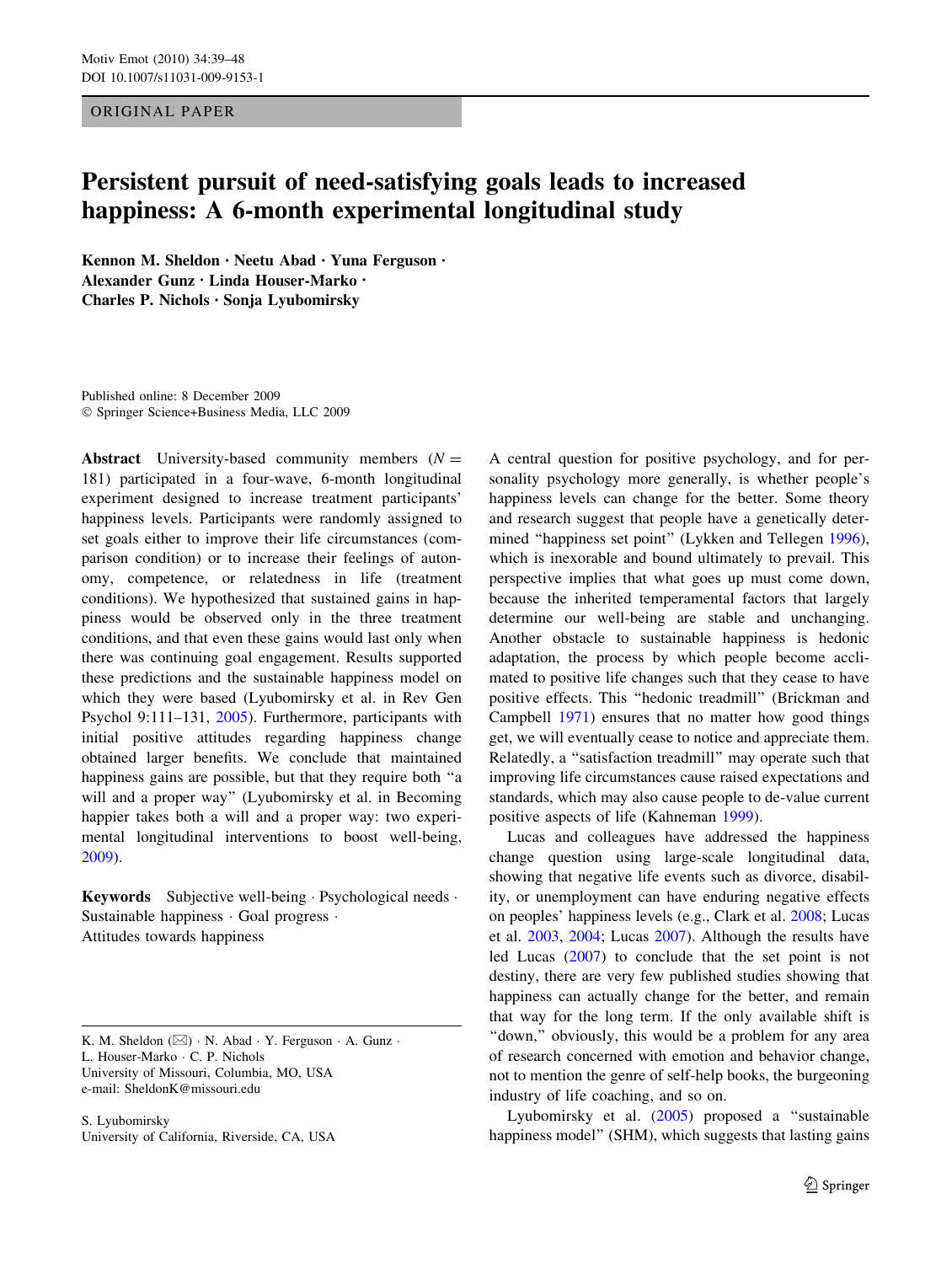ORIGINAL PAPER

# Persistent pursuit of need-satisfying goals leads to increased happiness: A 6-month experimental longitudinal study

**Kennon M. Sheldon · Neetu Abad · Yuna Ferguson · Alexander Gunz · Linda Houser-Marko · Charles P. Nichols · Sonja Lyubomirsky**

Published online: 8 December 2009
© Springer Science+Business Media, LLC 2009

**Abstract** University-based community members ($N = 181$) participated in a four-wave, 6-month longitudinal experiment designed to increase treatment participants' happiness levels. Participants were randomly assigned to set goals either to improve their life circumstances (comparison condition) or to increase their feelings of autonomy, competence, or relatedness in life (treatment conditions). We hypothesized that sustained gains in happiness would be observed only in the three treatment conditions, and that even these gains would last only when there was continuing goal engagement. Results supported these predictions and the sustainable happiness model on which they were based (Lyubomirsky et al. in Rev Gen Psychol 9:111–131, 2005). Furthermore, participants with initial positive attitudes regarding happiness change obtained larger benefits. We conclude that maintained happiness gains are possible, but that they require both "a will and a proper way" (Lyubomirsky et al. in Becoming happier takes both a will and a proper way: two experimental longitudinal interventions to boost well-being, 2009).

**Keywords** Subjective well-being · Psychological needs · Sustainable happiness · Goal progress · Attitudes towards happiness

K. M. Sheldon (✉) · N. Abad · Y. Ferguson · A. Gunz · L. Houser-Marko · C. P. Nichols
University of Missouri, Columbia, MO, USA
e-mail: SheldonK@missouri.edu

S. Lyubomirsky
University of California, Riverside, CA, USA

A central question for positive psychology, and for personality psychology more generally, is whether people's happiness levels can change for the better. Some theory and research suggest that people have a genetically determined "happiness set point" (Lykken and Tellegen 1996), which is inexorable and bound ultimately to prevail. This perspective implies that what goes up must come down, because the inherited temperamental factors that largely determine our well-being are stable and unchanging. Another obstacle to sustainable happiness is hedonic adaptation, the process by which people become acclimated to positive life changes such that they cease to have positive effects. This "hedonic treadmill" (Brickman and Campbell 1971) ensures that no matter how good things get, we will eventually cease to notice and appreciate them. Relatedly, a "satisfaction treadmill" may operate such that improving life circumstances cause raised expectations and standards, which may also cause people to de-value current positive aspects of life (Kahneman 1999).

Lucas and colleagues have addressed the happiness change question using large-scale longitudinal data, showing that negative life events such as divorce, disability, or unemployment can have enduring negative effects on peoples' happiness levels (e.g., Clark et al. 2008; Lucas et al. 2003, 2004; Lucas 2007). Although the results have led Lucas (2007) to conclude that the set point is not destiny, there are very few published studies showing that happiness can actually change for the better, and remain that way for the long term. If the only available shift is "down," obviously, this would be a problem for any area of research concerned with emotion and behavior change, not to mention the genre of self-help books, the burgeoning industry of life coaching, and so on.

Lyubomirsky et al. (2005) proposed a "sustainable happiness model" (SHM), which suggests that lasting gains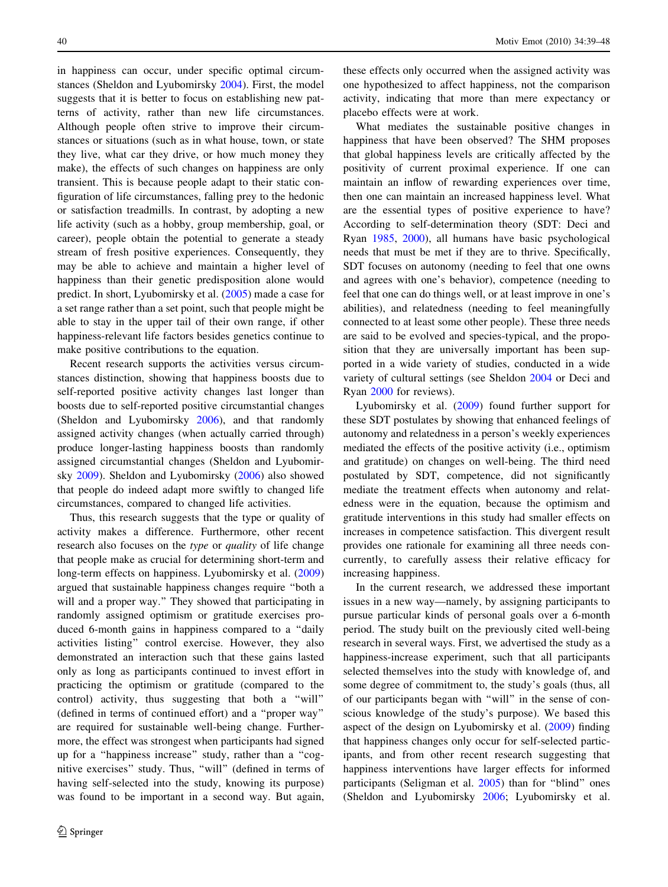in happiness can occur, under specific optimal circumstances (Sheldon and Lyubomirsky 2004). First, the model suggests that it is better to focus on establishing new patterns of activity, rather than new life circumstances. Although people often strive to improve their circumstances or situations (such as in what house, town, or state they live, what car they drive, or how much money they make), the effects of such changes on happiness are only transient. This is because people adapt to their static configuration of life circumstances, falling prey to the hedonic or satisfaction treadmills. In contrast, by adopting a new life activity (such as a hobby, group membership, goal, or career), people obtain the potential to generate a steady stream of fresh positive experiences. Consequently, they may be able to achieve and maintain a higher level of happiness than their genetic predisposition alone would predict. In short, Lyubomirsky et al. (2005) made a case for a set range rather than a set point, such that people might be able to stay in the upper tail of their own range, if other happiness-relevant life factors besides genetics continue to make positive contributions to the equation.

Recent research supports the activities versus circumstances distinction, showing that happiness boosts due to self-reported positive activity changes last longer than boosts due to self-reported positive circumstantial changes (Sheldon and Lyubomirsky 2006), and that randomly assigned activity changes (when actually carried through) produce longer-lasting happiness boosts than randomly assigned circumstantial changes (Sheldon and Lyubomirsky 2009). Sheldon and Lyubomirsky (2006) also showed that people do indeed adapt more swiftly to changed life circumstances, compared to changed life activities.

Thus, this research suggests that the type or quality of activity makes a difference. Furthermore, other recent research also focuses on the *type* or *quality* of life change that people make as crucial for determining short-term and long-term effects on happiness. Lyubomirsky et al. (2009) argued that sustainable happiness changes require "both a will and a proper way." They showed that participating in randomly assigned optimism or gratitude exercises produced 6-month gains in happiness compared to a "daily activities listing" control exercise. However, they also demonstrated an interaction such that these gains lasted only as long as participants continued to invest effort in practicing the optimism or gratitude (compared to the control) activity, thus suggesting that both a "will" (defined in terms of continued effort) and a "proper way" are required for sustainable well-being change. Furthermore, the effect was strongest when participants had signed up for a "happiness increase" study, rather than a "cognitive exercises" study. Thus, "will" (defined in terms of having self-selected into the study, knowing its purpose) was found to be important in a second way. But again, these effects only occurred when the assigned activity was one hypothesized to affect happiness, not the comparison activity, indicating that more than mere expectancy or placebo effects were at work.

What mediates the sustainable positive changes in happiness that have been observed? The SHM proposes that global happiness levels are critically affected by the positivity of current proximal experience. If one can maintain an inflow of rewarding experiences over time, then one can maintain an increased happiness level. What are the essential types of positive experience to have? According to self-determination theory (SDT: Deci and Ryan 1985, 2000), all humans have basic psychological needs that must be met if they are to thrive. Specifically, SDT focuses on autonomy (needing to feel that one owns and agrees with one's behavior), competence (needing to feel that one can do things well, or at least improve in one's abilities), and relatedness (needing to feel meaningfully connected to at least some other people). These three needs are said to be evolved and species-typical, and the proposition that they are universally important has been supported in a wide variety of studies, conducted in a wide variety of cultural settings (see Sheldon 2004 or Deci and Ryan 2000 for reviews).

Lyubomirsky et al. (2009) found further support for these SDT postulates by showing that enhanced feelings of autonomy and relatedness in a person's weekly experiences mediated the effects of the positive activity (i.e., optimism and gratitude) on changes on well-being. The third need postulated by SDT, competence, did not significantly mediate the treatment effects when autonomy and relatedness were in the equation, because the optimism and gratitude interventions in this study had smaller effects on increases in competence satisfaction. This divergent result provides one rationale for examining all three needs concurrently, to carefully assess their relative efficacy for increasing happiness.

In the current research, we addressed these important issues in a new way—namely, by assigning participants to pursue particular kinds of personal goals over a 6-month period. The study built on the previously cited well-being research in several ways. First, we advertised the study as a happiness-increase experiment, such that all participants selected themselves into the study with knowledge of, and some degree of commitment to, the study's goals (thus, all of our participants began with "will" in the sense of conscious knowledge of the study's purpose). We based this aspect of the design on Lyubomirsky et al. (2009) finding that happiness changes only occur for self-selected participants, and from other recent research suggesting that happiness interventions have larger effects for informed participants (Seligman et al. 2005) than for "blind" ones (Sheldon and Lyubomirsky 2006; Lyubomirsky et al.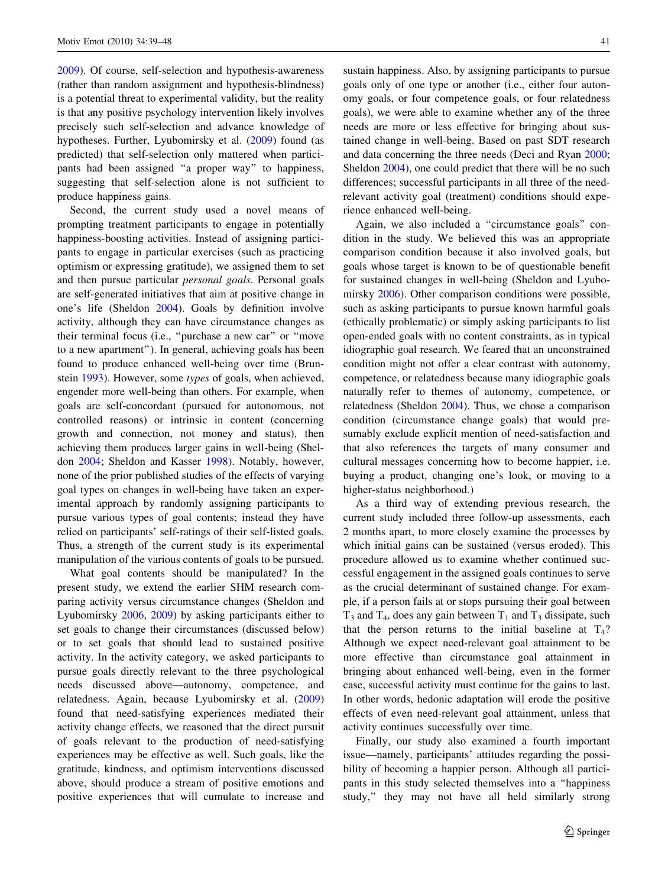2009). Of course, self-selection and hypothesis-awareness (rather than random assignment and hypothesis-blindness) is a potential threat to experimental validity, but the reality is that any positive psychology intervention likely involves precisely such self-selection and advance knowledge of hypotheses. Further, Lyubomirsky et al. (2009) found (as predicted) that self-selection only mattered when participants had been assigned "a proper way" to happiness, suggesting that self-selection alone is not sufficient to produce happiness gains.

Second, the current study used a novel means of prompting treatment participants to engage in potentially happiness-boosting activities. Instead of assigning participants to engage in particular exercises (such as practicing optimism or expressing gratitude), we assigned them to set and then pursue particular *personal goals*. Personal goals are self-generated initiatives that aim at positive change in one's life (Sheldon 2004). Goals by definition involve activity, although they can have circumstance changes as their terminal focus (i.e., "purchase a new car" or "move to a new apartment"). In general, achieving goals has been found to produce enhanced well-being over time (Brunstein 1993). However, some *types* of goals, when achieved, engender more well-being than others. For example, when goals are self-concordant (pursued for autonomous, not controlled reasons) or intrinsic in content (concerning growth and connection, not money and status), then achieving them produces larger gains in well-being (Sheldon 2004; Sheldon and Kasser 1998). Notably, however, none of the prior published studies of the effects of varying goal types on changes in well-being have taken an experimental approach by randomly assigning participants to pursue various types of goal contents; instead they have relied on participants' self-ratings of their self-listed goals. Thus, a strength of the current study is its experimental manipulation of the various contents of goals to be pursued.

What goal contents should be manipulated? In the present study, we extend the earlier SHM research comparing activity versus circumstance changes (Sheldon and Lyubomirsky 2006, 2009) by asking participants either to set goals to change their circumstances (discussed below) or to set goals that should lead to sustained positive activity. In the activity category, we asked participants to pursue goals directly relevant to the three psychological needs discussed above—autonomy, competence, and relatedness. Again, because Lyubomirsky et al. (2009) found that need-satisfying experiences mediated their activity change effects, we reasoned that the direct pursuit of goals relevant to the production of need-satisfying experiences may be effective as well. Such goals, like the gratitude, kindness, and optimism interventions discussed above, should produce a stream of positive emotions and positive experiences that will cumulate to increase and sustain happiness. Also, by assigning participants to pursue goals only of one type or another (i.e., either four autonomy goals, or four competence goals, or four relatedness goals), we were able to examine whether any of the three needs are more or less effective for bringing about sustained change in well-being. Based on past SDT research and data concerning the three needs (Deci and Ryan 2000; Sheldon 2004), one could predict that there will be no such differences; successful participants in all three of the need-relevant activity goal (treatment) conditions should experience enhanced well-being.

Again, we also included a "circumstance goals" condition in the study. We believed this was an appropriate comparison condition because it also involved goals, but goals whose target is known to be of questionable benefit for sustained changes in well-being (Sheldon and Lyubomirsky 2006). Other comparison conditions were possible, such as asking participants to pursue known harmful goals (ethically problematic) or simply asking participants to list open-ended goals with no content constraints, as in typical idiographic goal research. We feared that an unconstrained condition might not offer a clear contrast with autonomy, competence, or relatedness because many idiographic goals naturally refer to themes of autonomy, competence, or relatedness (Sheldon 2004). Thus, we chose a comparison condition (circumstance change goals) that would presumably exclude explicit mention of need-satisfaction and that also references the targets of many consumer and cultural messages concerning how to become happier, i.e. buying a product, changing one's look, or moving to a higher-status neighborhood.)

As a third way of extending previous research, the current study included three follow-up assessments, each 2 months apart, to more closely examine the processes by which initial gains can be sustained (versus eroded). This procedure allowed us to examine whether continued successful engagement in the assigned goals continues to serve as the crucial determinant of sustained change. For example, if a person fails at or stops pursuing their goal between $T_3$ and $T_4$, does any gain between $T_1$ and $T_3$ dissipate, such that the person returns to the initial baseline at $T_4$? Although we expect need-relevant goal attainment to be more effective than circumstance goal attainment in bringing about enhanced well-being, even in the former case, successful activity must continue for the gains to last. In other words, hedonic adaptation will erode the positive effects of even need-relevant goal attainment, unless that activity continues successfully over time.

Finally, our study also examined a fourth important issue—namely, participants' attitudes regarding the possibility of becoming a happier person. Although all participants in this study selected themselves into a "happiness study," they may not have all held similarly strong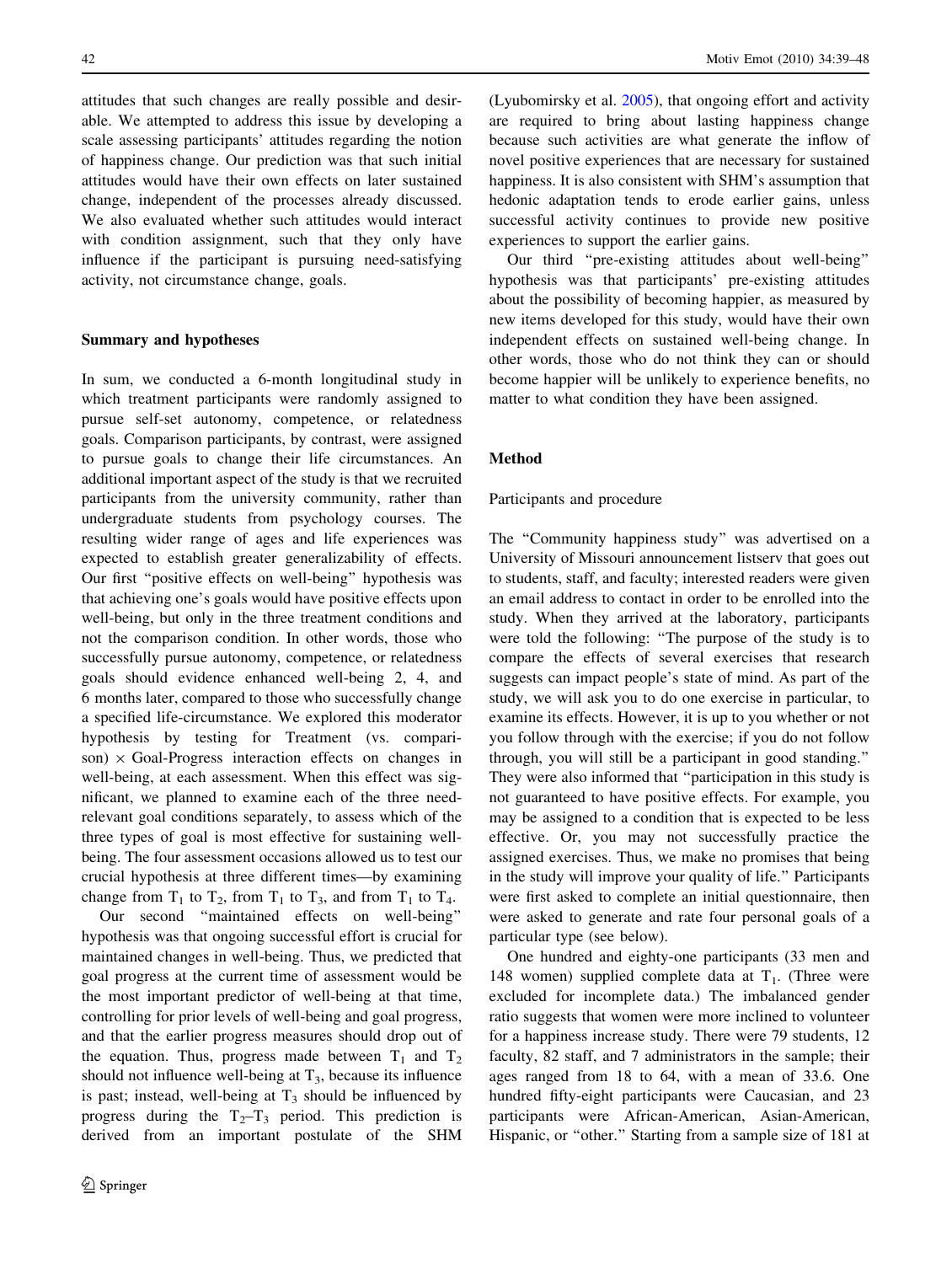attitudes that such changes are really possible and desirable. We attempted to address this issue by developing a scale assessing participants' attitudes regarding the notion of happiness change. Our prediction was that such initial attitudes would have their own effects on later sustained change, independent of the processes already discussed. We also evaluated whether such attitudes would interact with condition assignment, such that they only have influence if the participant is pursuing need-satisfying activity, not circumstance change, goals.

### Summary and hypotheses

In sum, we conducted a 6-month longitudinal study in which treatment participants were randomly assigned to pursue self-set autonomy, competence, or relatedness goals. Comparison participants, by contrast, were assigned to pursue goals to change their life circumstances. An additional important aspect of the study is that we recruited participants from the university community, rather than undergraduate students from psychology courses. The resulting wider range of ages and life experiences was expected to establish greater generalizability of effects. Our first "positive effects on well-being" hypothesis was that achieving one's goals would have positive effects upon well-being, but only in the three treatment conditions and not the comparison condition. In other words, those who successfully pursue autonomy, competence, or relatedness goals should evidence enhanced well-being 2, 4, and 6 months later, compared to those who successfully change a specified life-circumstance. We explored this moderator hypothesis by testing for Treatment (vs. comparison) × Goal-Progress interaction effects on changes in well-being, at each assessment. When this effect was significant, we planned to examine each of the three need-relevant goal conditions separately, to assess which of the three types of goal is most effective for sustaining well-being. The four assessment occasions allowed us to test our crucial hypothesis at three different times—by examining change from $T_1$ to $T_2$, from $T_1$ to $T_3$, and from $T_1$ to $T_4$.

Our second "maintained effects on well-being" hypothesis was that ongoing successful effort is crucial for maintained changes in well-being. Thus, we predicted that goal progress at the current time of assessment would be the most important predictor of well-being at that time, controlling for prior levels of well-being and goal progress, and that the earlier progress measures should drop out of the equation. Thus, progress made between $T_1$ and $T_2$ should not influence well-being at $T_3$, because its influence is past; instead, well-being at $T_3$ should be influenced by progress during the $T_2$–$T_3$ period. This prediction is derived from an important postulate of the SHM (Lyubomirsky et al. 2005), that ongoing effort and activity are required to bring about lasting happiness change because such activities are what generate the inflow of novel positive experiences that are necessary for sustained happiness. It is also consistent with SHM's assumption that hedonic adaptation tends to erode earlier gains, unless successful activity continues to provide new positive experiences to support the earlier gains.

Our third "pre-existing attitudes about well-being" hypothesis was that participants' pre-existing attitudes about the possibility of becoming happier, as measured by new items developed for this study, would have their own independent effects on sustained well-being change. In other words, those who do not think they can or should become happier will be unlikely to experience benefits, no matter to what condition they have been assigned.

## Method

### Participants and procedure

The "Community happiness study" was advertised on a University of Missouri announcement listserv that goes out to students, staff, and faculty; interested readers were given an email address to contact in order to be enrolled into the study. When they arrived at the laboratory, participants were told the following: "The purpose of the study is to compare the effects of several exercises that research suggests can impact people's state of mind. As part of the study, we will ask you to do one exercise in particular, to examine its effects. However, it is up to you whether or not you follow through with the exercise; if you do not follow through, you will still be a participant in good standing." They were also informed that "participation in this study is not guaranteed to have positive effects. For example, you may be assigned to a condition that is expected to be less effective. Or, you may not successfully practice the assigned exercises. Thus, we make no promises that being in the study will improve your quality of life." Participants were first asked to complete an initial questionnaire, then were asked to generate and rate four personal goals of a particular type (see below).

One hundred and eighty-one participants (33 men and 148 women) supplied complete data at $T_1$. (Three were excluded for incomplete data.) The imbalanced gender ratio suggests that women were more inclined to volunteer for a happiness increase study. There were 79 students, 12 faculty, 82 staff, and 7 administrators in the sample; their ages ranged from 18 to 64, with a mean of 33.6. One hundred fifty-eight participants were Caucasian, and 23 participants were African-American, Asian-American, Hispanic, or "other." Starting from a sample size of 181 at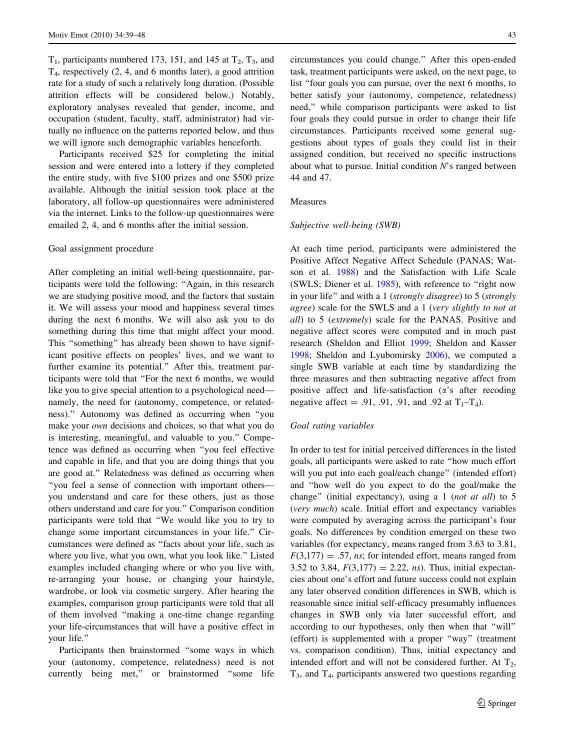$T_1$, participants numbered 173, 151, and 145 at $T_2$, $T_3$, and $T_4$, respectively (2, 4, and 6 months later), a good attrition rate for a study of such a relatively long duration. (Possible attrition effects will be considered below.) Notably, exploratory analyses revealed that gender, income, and occupation (student, faculty, staff, administrator) had virtually no influence on the patterns reported below, and thus we will ignore such demographic variables henceforth.

Participants received $25 for completing the initial session and were entered into a lottery if they completed the entire study, with five $100 prizes and one $500 prize available. Although the initial session took place at the laboratory, all follow-up questionnaires were administered via the internet. Links to the follow-up questionnaires were emailed 2, 4, and 6 months after the initial session.

### Goal assignment procedure

After completing an initial well-being questionnaire, participants were told the following: "Again, in this research we are studying positive mood, and the factors that sustain it. We will assess your mood and happiness several times during the next 6 months. We will also ask you to do something during this time that might affect your mood. This "something" has already been shown to have significant positive effects on peoples' lives, and we want to further examine its potential." After this, treatment participants were told that "For the next 6 months, we would like you to give special attention to a psychological need—namely, the need for (autonomy, competence, or relatedness)." Autonomy was defined as occurring when "you make your *own* decisions and choices, so that what you do is interesting, meaningful, and valuable to you." Competence was defined as occurring when "you feel effective and capable in life, and that you are doing things that you are good at." Relatedness was defined as occurring when "you feel a sense of connection with important others—you understand and care for these others, just as those others understand and care for you." Comparison condition participants were told that "We would like you to try to change some important circumstances in your life." Circumstances were defined as "facts about your life, such as where you live, what you own, what you look like." Listed examples included changing where or who you live with, re-arranging your house, or changing your hairstyle, wardrobe, or look via cosmetic surgery. After hearing the examples, comparison group participants were told that all of them involved "making a one-time change regarding your life-circumstances that will have a positive effect in your life."

Participants then brainstormed "some ways in which your (autonomy, competence, relatedness) need is not currently being met," or brainstormed "some life circumstances you could change." After this open-ended task, treatment participants were asked, on the next page, to list "four goals you can pursue, over the next 6 months, to better satisfy your (autonomy, competence, relatedness) need," while comparison participants were asked to list four goals they could pursue in order to change their life circumstances. Participants received some general suggestions about types of goals they could list in their assigned condition, but received no specific instructions about what to pursue. Initial condition *N*'s ranged between 44 and 47.

### Measures

#### *Subjective well-being (SWB)*

At each time period, participants were administered the Positive Affect Negative Affect Schedule (PANAS; Watson et al. 1988) and the Satisfaction with Life Scale (SWLS; Diener et al. 1985), with reference to "right now in your life" and with a 1 (*strongly disagree*) to 5 (*strongly agree*) scale for the SWLS and a 1 (*very slightly to not at all*) to 5 (*extremely*) scale for the PANAS. Positive and negative affect scores were computed and in much past research (Sheldon and Elliot 1999; Sheldon and Kasser 1998; Sheldon and Lyubomirsky 2006), we computed a single SWB variable at each time by standardizing the three measures and then subtracting negative affect from positive affect and life-satisfaction ($\alpha$'s after recoding negative affect = .91, .91, .91, and .92 at $T_1$–$T_4$).

#### *Goal rating variables*

In order to test for initial perceived differences in the listed goals, all participants were asked to rate "how much effort will you put into each goal/each change" (intended effort) and "how well do you expect to do the goal/make the change" (initial expectancy), using a 1 (*not at all*) to 5 (*very much*) scale. Initial effort and expectancy variables were computed by averaging across the participant's four goals. No differences by condition emerged on these two variables (for expectancy, means ranged from 3.63 to 3.81, $F(3,177) = .57$, *ns*; for intended effort, means ranged from 3.52 to 3.84, $F(3,177) = 2.22$, *ns*). Thus, initial expectancies about one's effort and future success could not explain any later observed condition differences in SWB, which is reasonable since initial self-efficacy presumably influences changes in SWB only via later successful effort, and according to our hypotheses, only then when that "will" (effort) is supplemented with a proper "way" (treatment vs. comparison condition). Thus, initial expectancy and intended effort and will not be considered further. At $T_2$, $T_3$, and $T_4$, participants answered two questions regarding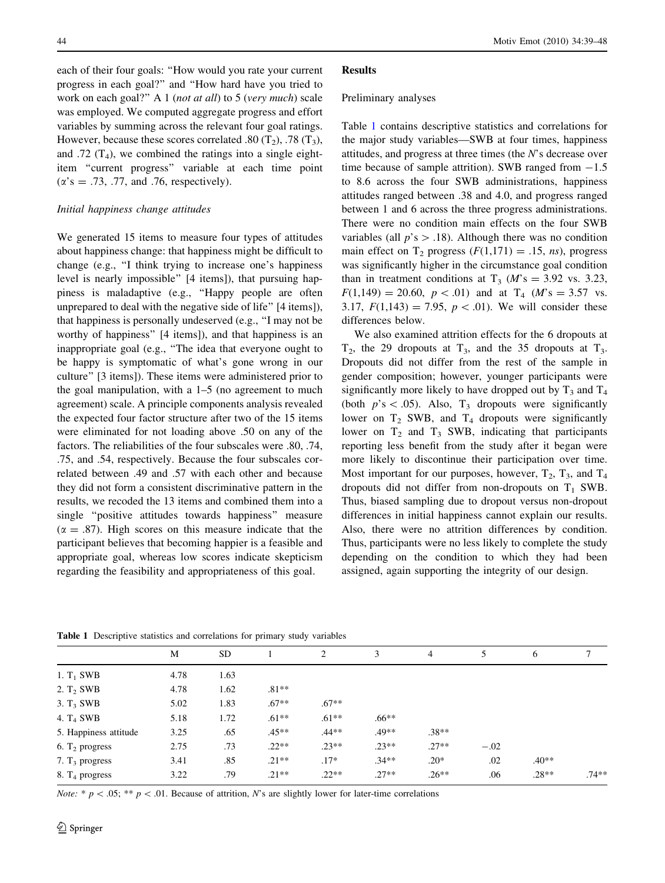each of their four goals: "How would you rate your current progress in each goal?" and "How hard have you tried to work on each goal?" A 1 (*not at all*) to 5 (*very much*) scale was employed. We computed aggregate progress and effort variables by summing across the relevant four goal ratings. However, because these scores correlated .80 ($T_2$), .78 ($T_3$), and .72 ($T_4$), we combined the ratings into a single eight-item "current progress" variable at each time point ($\alpha$'s = .73, .77, and .76, respectively).

### *Initial happiness change attitudes*

We generated 15 items to measure four types of attitudes about happiness change: that happiness might be difficult to change (e.g., "I think trying to increase one's happiness level is nearly impossible" [4 items]), that pursuing happiness is maladaptive (e.g., "Happy people are often unprepared to deal with the negative side of life" [4 items]), that happiness is personally undeserved (e.g., "I may not be worthy of happiness" [4 items]), and that happiness is an inappropriate goal (e.g., "The idea that everyone ought to be happy is symptomatic of what's gone wrong in our culture" [3 items]). These items were administered prior to the goal manipulation, with a 1–5 (no agreement to much agreement) scale. A principle components analysis revealed the expected four factor structure after two of the 15 items were eliminated for not loading above .50 on any of the factors. The reliabilities of the four subscales were .80, .74, .75, and .54, respectively. Because the four subscales correlated between .49 and .57 with each other and because they did not form a consistent discriminative pattern in the results, we recoded the 13 items and combined them into a single "positive attitudes towards happiness" measure ($\alpha = .87$). High scores on this measure indicate that the participant believes that becoming happier is a feasible and appropriate goal, whereas low scores indicate skepticism regarding the feasibility and appropriateness of this goal.

## Results

### Preliminary analyses

Table 1 contains descriptive statistics and correlations for the major study variables—SWB at four times, happiness attitudes, and progress at three times (the *N*'s decrease over time because of sample attrition). SWB ranged from −1.5 to 8.6 across the four SWB administrations, happiness attitudes ranged between .38 and 4.0, and progress ranged between 1 and 6 across the three progress administrations. There were no condition main effects on the four SWB variables (all $p$'s > .18). Although there was no condition main effect on $T_2$ progress ($F(1,171) = .15$, *ns*), progress was significantly higher in the circumstance goal condition than in treatment conditions at $T_3$ ($M$'s = 3.92 vs. 3.23, $F(1,149) = 20.60$, $p < .01$) and at $T_4$ ($M$'s = 3.57 vs. 3.17, $F(1,143) = 7.95$, $p < .01$). We will consider these differences below.

We also examined attrition effects for the 6 dropouts at $T_2$, the 29 dropouts at $T_3$, and the 35 dropouts at $T_3$. Dropouts did not differ from the rest of the sample in gender composition; however, younger participants were significantly more likely to have dropped out by $T_3$ and $T_4$ (both $p$'s < .05). Also, $T_3$ dropouts were significantly lower on $T_2$ SWB, and $T_4$ dropouts were significantly lower on $T_2$ and $T_3$ SWB, indicating that participants reporting less benefit from the study after it began were more likely to discontinue their participation over time. Most important for our purposes, however, $T_2$, $T_3$, and $T_4$ dropouts did not differ from non-dropouts on $T_1$ SWB. Thus, biased sampling due to dropout versus non-dropout differences in initial happiness cannot explain our results. Also, there were no attrition differences by condition. Thus, participants were no less likely to complete the study depending on the condition to which they had been assigned, again supporting the integrity of our design.

**Table 1** Descriptive statistics and correlations for primary study variables

| | M | SD | 1 | 2 | 3 | 4 | 5 | 6 | 7 |
|---|---|---|---|---|---|---|---|---|---|
| 1. $T_1$ SWB | 4.78 | 1.63 | | | | | | | |
| 2. $T_2$ SWB | 4.78 | 1.62 | .81** | | | | | | |
| 3. $T_3$ SWB | 5.02 | 1.83 | .67** | .67** | | | | | |
| 4. $T_4$ SWB | 5.18 | 1.72 | .61** | .61** | .66** | | | | |
| 5. Happiness attitude | 3.25 | .65 | .45** | .44** | .49** | .38** | | | |
| 6. $T_2$ progress | 2.75 | .73 | .22** | .23** | .23** | .27** | −.02 | | |
| 7. $T_3$ progress | 3.41 | .85 | .21** | .17* | .34** | .20* | .02 | .40** | |
| 8. $T_4$ progress | 3.22 | .79 | .21** | .22** | .27** | .26** | .06 | .28** | .74** |

*Note:* * $p < .05$; ** $p < .01$. Because of attrition, *N*'s are slightly lower for later-time correlations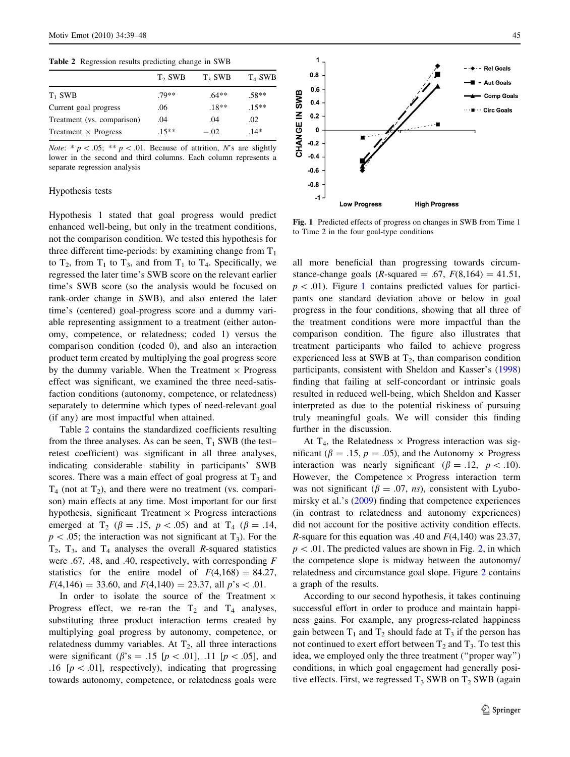**Table 2** Regression results predicting change in SWB

| | $T_2$ SWB | $T_3$ SWB | $T_4$ SWB |
|---|---|---|---|
| $T_1$ SWB | .79** | .64** | .58** |
| Current goal progress | .06 | .18** | .15** |
| Treatment (vs. comparison) | .04 | .04 | .02 |
| Treatment × Progress | .15** | −.02 | .14* |

*Note*: * $p < .05$; ** $p < .01$. Because of attrition, *N*'s are slightly lower in the second and third columns. Each column represents a separate regression analysis

### Hypothesis tests

Hypothesis 1 stated that goal progress would predict enhanced well-being, but only in the treatment conditions, not the comparison condition. We tested this hypothesis for three different time-periods: by examining change from $T_1$ to $T_2$, from $T_1$ to $T_3$, and from $T_1$ to $T_4$. Specifically, we regressed the later time's SWB score on the relevant earlier time's SWB score (so the analysis would be focused on rank-order change in SWB), and also entered the later time's (centered) goal-progress score and a dummy variable representing assignment to a treatment (either autonomy, competence, or relatedness; coded 1) versus the comparison condition (coded 0), and also an interaction product term created by multiplying the goal progress score by the dummy variable. When the Treatment × Progress effect was significant, we examined the three need-satisfaction conditions (autonomy, competence, or relatedness) separately to determine which types of need-relevant goal (if any) are most impactful when attained.

Table 2 contains the standardized coefficients resulting from the three analyses. As can be seen, $T_1$ SWB (the test–retest coefficient) was significant in all three analyses, indicating considerable stability in participants' SWB scores. There was a main effect of goal progress at $T_3$ and $T_4$ (not at $T_2$), and there were no treatment (vs. comparison) main effects at any time. Most important for our first hypothesis, significant Treatment × Progress interactions emerged at $T_2$ ($\beta = .15$, $p < .05$) and at $T_4$ ($\beta = .14$, $p < .05$; the interaction was not significant at $T_3$). For the $T_2$, $T_3$, and $T_4$ analyses the overall *R*-squared statistics were .67, .48, and .40, respectively, with corresponding *F* statistics for the entire model of $F(4,168) = 84.27$, $F(4,146) = 33.60$, and $F(4,140) = 23.37$, all *p*'s < .01.

In order to isolate the source of the Treatment × Progress effect, we re-ran the $T_2$ and $T_4$ analyses, substituting three product interaction terms created by multiplying goal progress by autonomy, competence, or relatedness dummy variables. At $T_2$, all three interactions were significant ($\beta$'s = .15 [$p < .01$], .11 [$p < .05$], and .16 [$p < .01$], respectively), indicating that progressing towards autonomy, competence, or relatedness goals were all more beneficial than progressing towards circumstance-change goals (*R*-squared = .67, $F(8,164) = 41.51$, $p < .01$). Figure 1 contains predicted values for participants one standard deviation above or below in goal progress in the four conditions, showing that all three of the treatment conditions were more impactful than the comparison condition. The figure also illustrates that treatment participants who failed to achieve progress experienced less at SWB at $T_2$, than comparison condition participants, consistent with Sheldon and Kasser's (1998) finding that failing at self-concordant or intrinsic goals resulted in reduced well-being, which Sheldon and Kasser interpreted as due to the potential riskiness of pursuing truly meaningful goals. We will consider this finding further in the discussion.

**Fig. 1** Predicted effects of progress on changes in SWB from Time 1 to Time 2 in the four goal-type conditions

At $T_4$, the Relatedness × Progress interaction was significant ($\beta = .15$, $p = .05$), and the Autonomy × Progress interaction was nearly significant ($\beta = .12$, $p < .10$). However, the Competence × Progress interaction term was not significant ($\beta = .07$, *ns*), consistent with Lyubomirsky et al.'s (2009) finding that competence experiences (in contrast to relatedness and autonomy experiences) did not account for the positive activity condition effects. *R*-square for this equation was .40 and $F(4,140)$ was 23.37, $p < .01$. The predicted values are shown in Fig. 2, in which the competence slope is midway between the autonomy/relatedness and circumstance goal slope. Figure 2 contains a graph of the results.

According to our second hypothesis, it takes continuing successful effort in order to produce and maintain happiness gains. For example, any progress-related happiness gain between $T_1$ and $T_2$ should fade at $T_3$ if the person has not continued to exert effort between $T_2$ and $T_3$. To test this idea, we employed only the three treatment ("proper way") conditions, in which goal engagement had generally positive effects. First, we regressed $T_3$ SWB on $T_2$ SWB (again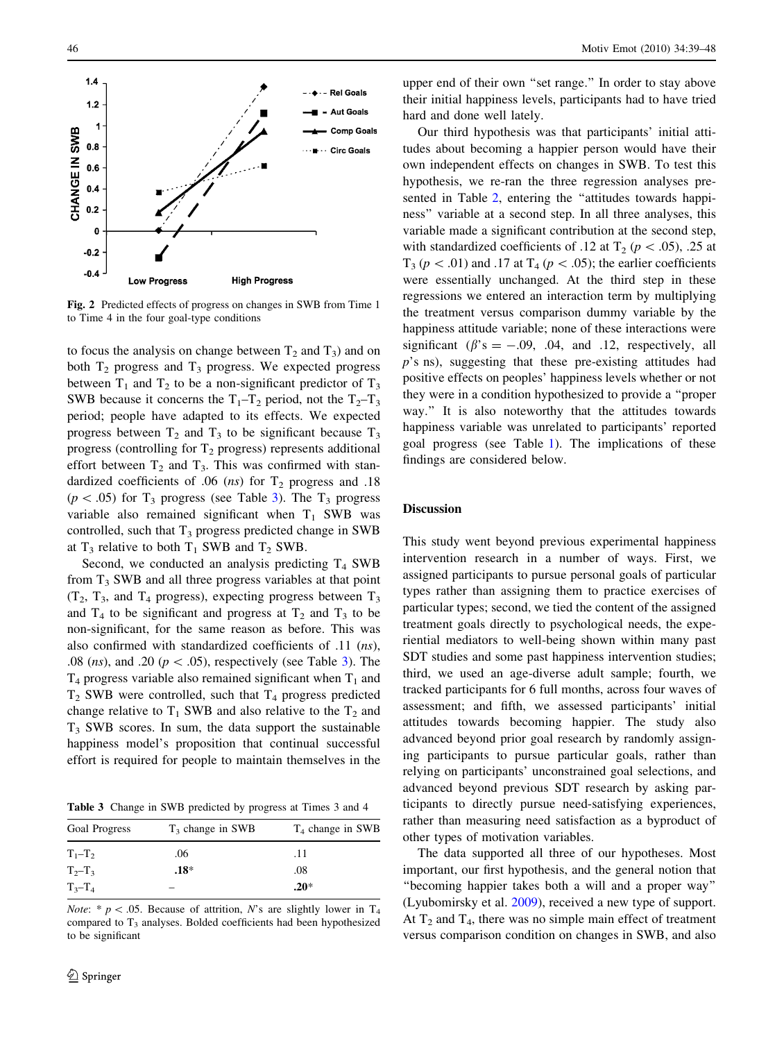1.4
1.2
1
0.8
0.6
0.4
0.2
0
-0.2
-0.4

CHANGE IN SWB

Low Progress

High Progress

Rel Goals

Aut Goals

Comp Goals

Circ Goals

**Fig. 2** Predicted effects of progress on changes in SWB from Time 1 to Time 4 in the four goal-type conditions

to focus the analysis on change between $T_2$ and $T_3$) and on both $T_2$ progress and $T_3$ progress. We expected progress between $T_1$ and $T_2$ to be a non-significant predictor of $T_3$ SWB because it concerns the $T_1$–$T_2$ period, not the $T_2$–$T_3$ period; people have adapted to its effects. We expected progress between $T_2$ and $T_3$ to be significant because $T_3$ progress (controlling for $T_2$ progress) represents additional effort between $T_2$ and $T_3$. This was confirmed with standardized coefficients of .06 (*ns*) for $T_2$ progress and .18 ($p < .05$) for $T_3$ progress (see Table 3). The $T_3$ progress variable also remained significant when $T_1$ SWB was controlled, such that $T_3$ progress predicted change in SWB at $T_3$ relative to both $T_1$ SWB and $T_2$ SWB.

Second, we conducted an analysis predicting $T_4$ SWB from $T_3$ SWB and all three progress variables at that point ($T_2$, $T_3$, and $T_4$ progress), expecting progress between $T_3$ and $T_4$ to be significant and progress at $T_2$ and $T_3$ to be non-significant, for the same reason as before. This was also confirmed with standardized coefficients of .11 (*ns*), .08 (*ns*), and .20 ($p < .05$), respectively (see Table 3). The $T_4$ progress variable also remained significant when $T_1$ and $T_2$ SWB were controlled, such that $T_4$ progress predicted change relative to $T_1$ SWB and also relative to the $T_2$ and $T_3$ SWB scores. In sum, the data support the sustainable happiness model's proposition that continual successful effort is required for people to maintain themselves in the upper end of their own "set range." In order to stay above their initial happiness levels, participants had to have tried hard and done well lately.

**Table 3** Change in SWB predicted by progress at Times 3 and 4

| Goal Progress | $T_3$ change in SWB | $T_4$ change in SWB |
|---|---|---|
| $T_1$–$T_2$ | .06 | .11 |
| $T_2$–$T_3$ | **.18*** | .08 |
| $T_3$–$T_4$ | – | **.20*** |

*Note*: * $p < .05$. Because of attrition, *N*'s are slightly lower in $T_4$ compared to $T_3$ analyses. Bolded coefficients had been hypothesized to be significant

Our third hypothesis was that participants' initial attitudes about becoming a happier person would have their own independent effects on changes in SWB. To test this hypothesis, we re-ran the three regression analyses presented in Table 2, entering the "attitudes towards happiness" variable at a second step. In all three analyses, this variable made a significant contribution at the second step, with standardized coefficients of .12 at $T_2$ ($p < .05$), .25 at $T_3$ ($p < .01$) and .17 at $T_4$ ($p < .05$); the earlier coefficients were essentially unchanged. At the third step in these regressions we entered an interaction term by multiplying the treatment versus comparison dummy variable by the happiness attitude variable; none of these interactions were significant ($\beta$'s = −.09, .04, and .12, respectively, all $p$'s ns), suggesting that these pre-existing attitudes had positive effects on peoples' happiness levels whether or not they were in a condition hypothesized to provide a "proper way." It is also noteworthy that the attitudes towards happiness variable was unrelated to participants' reported goal progress (see Table 1). The implications of these findings are considered below.

## Discussion

This study went beyond previous experimental happiness intervention research in a number of ways. First, we assigned participants to pursue personal goals of particular types rather than assigning them to practice exercises of particular types; second, we tied the content of the assigned treatment goals directly to psychological needs, the experiential mediators to well-being shown within many past SDT studies and some past happiness intervention studies; third, we used an age-diverse adult sample; fourth, we tracked participants for 6 full months, across four waves of assessment; and fifth, we assessed participants' initial attitudes towards becoming happier. The study also advanced beyond prior goal research by randomly assigning participants to pursue particular goals, rather than relying on participants' unconstrained goal selections, and advanced beyond previous SDT research by asking participants to directly pursue need-satisfying experiences, rather than measuring need satisfaction as a byproduct of other types of motivation variables.

The data supported all three of our hypotheses. Most important, our first hypothesis, and the general notion that "becoming happier takes both a will and a proper way" (Lyubomirsky et al. 2009), received a new type of support. At $T_2$ and $T_4$, there was no simple main effect of treatment versus comparison condition on changes in SWB, and also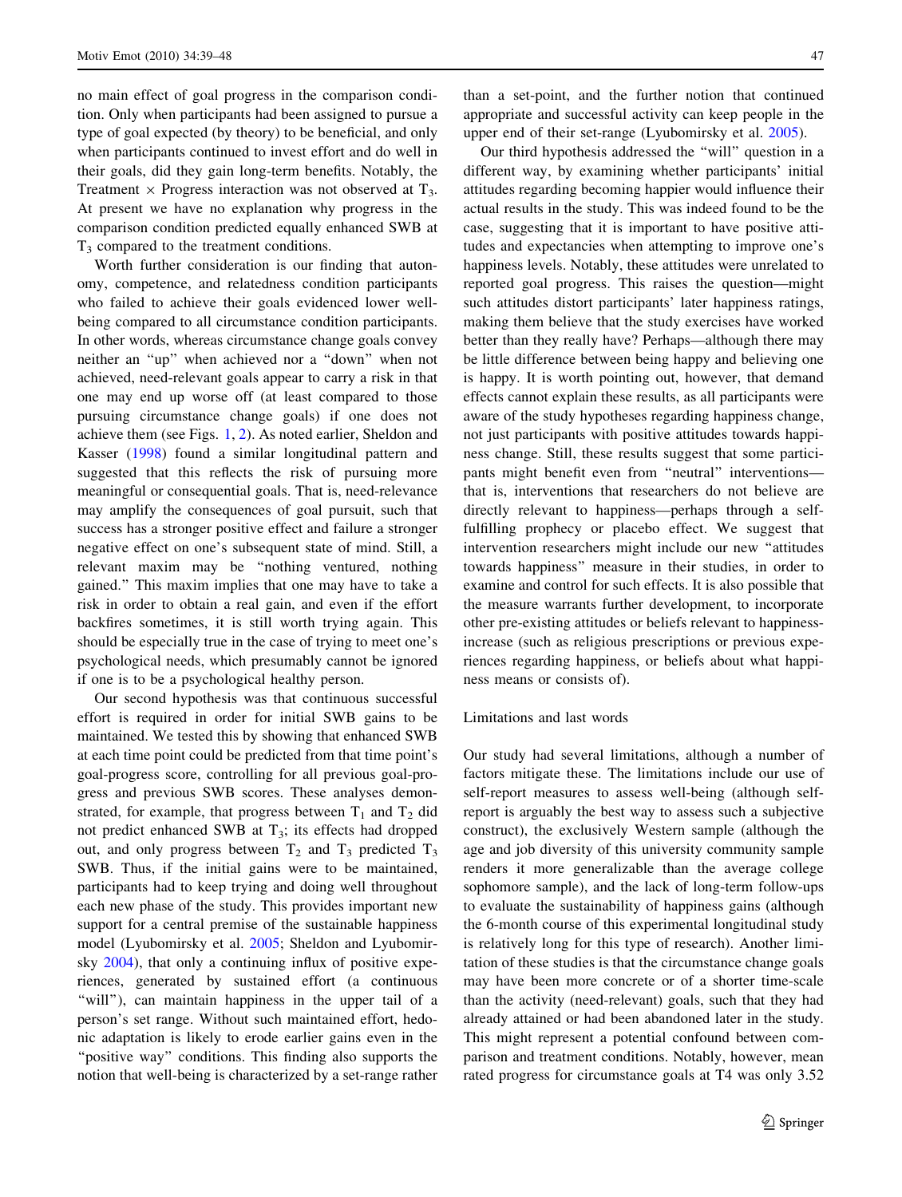no main effect of goal progress in the comparison condition. Only when participants had been assigned to pursue a type of goal expected (by theory) to be beneficial, and only when participants continued to invest effort and do well in their goals, did they gain long-term benefits. Notably, the Treatment × Progress interaction was not observed at $T_3$. At present we have no explanation why progress in the comparison condition predicted equally enhanced SWB at $T_3$ compared to the treatment conditions.

Worth further consideration is our finding that autonomy, competence, and relatedness condition participants who failed to achieve their goals evidenced lower well-being compared to all circumstance condition participants. In other words, whereas circumstance change goals convey neither an "up" when achieved nor a "down" when not achieved, need-relevant goals appear to carry a risk in that one may end up worse off (at least compared to those pursuing circumstance change goals) if one does not achieve them (see Figs. 1, 2). As noted earlier, Sheldon and Kasser (1998) found a similar longitudinal pattern and suggested that this reflects the risk of pursuing more meaningful or consequential goals. That is, need-relevance may amplify the consequences of goal pursuit, such that success has a stronger positive effect and failure a stronger negative effect on one's subsequent state of mind. Still, a relevant maxim may be "nothing ventured, nothing gained." This maxim implies that one may have to take a risk in order to obtain a real gain, and even if the effort backfires sometimes, it is still worth trying again. This should be especially true in the case of trying to meet one's psychological needs, which presumably cannot be ignored if one is to be a psychological healthy person.

Our second hypothesis was that continuous successful effort is required in order for initial SWB gains to be maintained. We tested this by showing that enhanced SWB at each time point could be predicted from that time point's goal-progress score, controlling for all previous goal-progress and previous SWB scores. These analyses demonstrated, for example, that progress between $T_1$ and $T_2$ did not predict enhanced SWB at $T_3$; its effects had dropped out, and only progress between $T_2$ and $T_3$ predicted $T_3$ SWB. Thus, if the initial gains were to be maintained, participants had to keep trying and doing well throughout each new phase of the study. This provides important new support for a central premise of the sustainable happiness model (Lyubomirsky et al. 2005; Sheldon and Lyubomirsky 2004), that only a continuing influx of positive experiences, generated by sustained effort (a continuous "will"), can maintain happiness in the upper tail of a person's set range. Without such maintained effort, hedonic adaptation is likely to erode earlier gains even in the "positive way" conditions. This finding also supports the notion that well-being is characterized by a set-range rather than a set-point, and the further notion that continued appropriate and successful activity can keep people in the upper end of their set-range (Lyubomirsky et al. 2005).

Our third hypothesis addressed the "will" question in a different way, by examining whether participants' initial attitudes regarding becoming happier would influence their actual results in the study. This was indeed found to be the case, suggesting that it is important to have positive attitudes and expectancies when attempting to improve one's happiness levels. Notably, these attitudes were unrelated to reported goal progress. This raises the question—might such attitudes distort participants' later happiness ratings, making them believe that the study exercises have worked better than they really have? Perhaps—although there may be little difference between being happy and believing one is happy. It is worth pointing out, however, that demand effects cannot explain these results, as all participants were aware of the study hypotheses regarding happiness change, not just participants with positive attitudes towards happiness change. Still, these results suggest that some participants might benefit even from "neutral" interventions—that is, interventions that researchers do not believe are directly relevant to happiness—perhaps through a self-fulfilling prophecy or placebo effect. We suggest that intervention researchers might include our new "attitudes towards happiness" measure in their studies, in order to examine and control for such effects. It is also possible that the measure warrants further development, to incorporate other pre-existing attitudes or beliefs relevant to happiness-increase (such as religious prescriptions or previous experiences regarding happiness, or beliefs about what happiness means or consists of).

## Limitations and last words

Our study had several limitations, although a number of factors mitigate these. The limitations include our use of self-report measures to assess well-being (although self-report is arguably the best way to assess such a subjective construct), the exclusively Western sample (although the age and job diversity of this university community sample renders it more generalizable than the average college sophomore sample), and the lack of long-term follow-ups to evaluate the sustainability of happiness gains (although the 6-month course of this experimental longitudinal study is relatively long for this type of research). Another limitation of these studies is that the circumstance change goals may have been more concrete or of a shorter time-scale than the activity (need-relevant) goals, such that they had already attained or had been abandoned later in the study. This might represent a potential confound between comparison and treatment conditions. Notably, however, mean rated progress for circumstance goals at T4 was only 3.52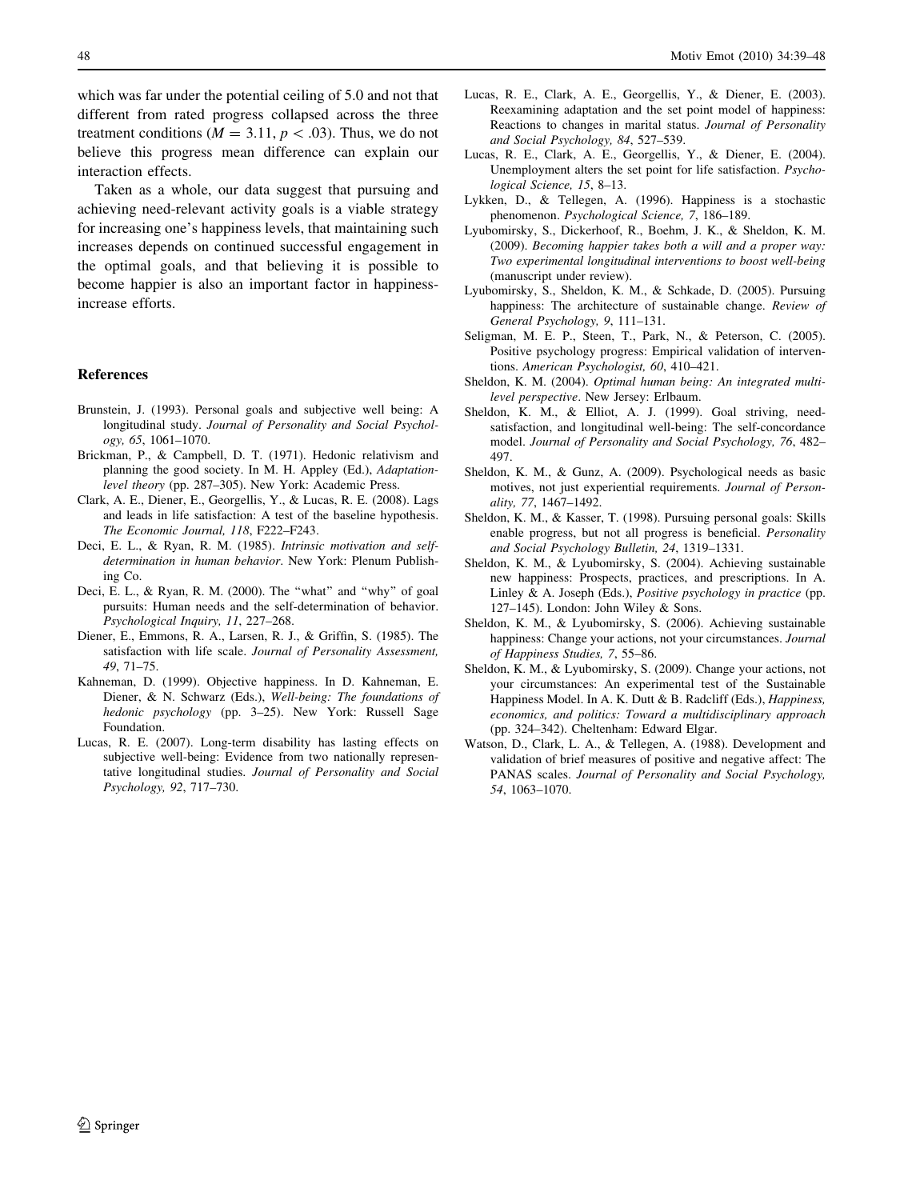which was far under the potential ceiling of 5.0 and not that different from rated progress collapsed across the three treatment conditions ($M = 3.11$, $p < .03$). Thus, we do not believe this progress mean difference can explain our interaction effects.

Taken as a whole, our data suggest that pursuing and achieving need-relevant activity goals is a viable strategy for increasing one's happiness levels, that maintaining such increases depends on continued successful engagement in the optimal goals, and that believing it is possible to become happier is also an important factor in happiness-increase efforts.

## References

Brunstein, J. (1993). Personal goals and subjective well being: A longitudinal study. *Journal of Personality and Social Psychology, 65*, 1061–1070.

Brickman, P., & Campbell, D. T. (1971). Hedonic relativism and planning the good society. In M. H. Appley (Ed.), *Adaptation-level theory* (pp. 287–305). New York: Academic Press.

Clark, A. E., Diener, E., Georgellis, Y., & Lucas, R. E. (2008). Lags and leads in life satisfaction: A test of the baseline hypothesis. *The Economic Journal, 118*, F222–F243.

Deci, E. L., & Ryan, R. M. (1985). *Intrinsic motivation and self-determination in human behavior*. New York: Plenum Publishing Co.

Deci, E. L., & Ryan, R. M. (2000). The "what" and "why" of goal pursuits: Human needs and the self-determination of behavior. *Psychological Inquiry, 11*, 227–268.

Diener, E., Emmons, R. A., Larsen, R. J., & Griffin, S. (1985). The satisfaction with life scale. *Journal of Personality Assessment, 49*, 71–75.

Kahneman, D. (1999). Objective happiness. In D. Kahneman, E. Diener, & N. Schwarz (Eds.), *Well-being: The foundations of hedonic psychology* (pp. 3–25). New York: Russell Sage Foundation.

Lucas, R. E. (2007). Long-term disability has lasting effects on subjective well-being: Evidence from two nationally representative longitudinal studies. *Journal of Personality and Social Psychology, 92*, 717–730.

Lucas, R. E., Clark, A. E., Georgellis, Y., & Diener, E. (2003). Reexamining adaptation and the set point model of happiness: Reactions to changes in marital status. *Journal of Personality and Social Psychology, 84*, 527–539.

Lucas, R. E., Clark, A. E., Georgellis, Y., & Diener, E. (2004). Unemployment alters the set point for life satisfaction. *Psychological Science, 15*, 8–13.

Lykken, D., & Tellegen, A. (1996). Happiness is a stochastic phenomenon. *Psychological Science, 7*, 186–189.

Lyubomirsky, S., Dickerhoof, R., Boehm, J. K., & Sheldon, K. M. (2009). *Becoming happier takes both a will and a proper way: Two experimental longitudinal interventions to boost well-being* (manuscript under review).

Lyubomirsky, S., Sheldon, K. M., & Schkade, D. (2005). Pursuing happiness: The architecture of sustainable change. *Review of General Psychology, 9*, 111–131.

Seligman, M. E. P., Steen, T., Park, N., & Peterson, C. (2005). Positive psychology progress: Empirical validation of interventions. *American Psychologist, 60*, 410–421.

Sheldon, K. M. (2004). *Optimal human being: An integrated multi-level perspective*. New Jersey: Erlbaum.

Sheldon, K. M., & Elliot, A. J. (1999). Goal striving, need-satisfaction, and longitudinal well-being: The self-concordance model. *Journal of Personality and Social Psychology, 76*, 482–497.

Sheldon, K. M., & Gunz, A. (2009). Psychological needs as basic motives, not just experiential requirements. *Journal of Personality, 77*, 1467–1492.

Sheldon, K. M., & Kasser, T. (1998). Pursuing personal goals: Skills enable progress, but not all progress is beneficial. *Personality and Social Psychology Bulletin, 24*, 1319–1331.

Sheldon, K. M., & Lyubomirsky, S. (2004). Achieving sustainable new happiness: Prospects, practices, and prescriptions. In A. Linley & A. Joseph (Eds.), *Positive psychology in practice* (pp. 127–145). London: John Wiley & Sons.

Sheldon, K. M., & Lyubomirsky, S. (2006). Achieving sustainable happiness: Change your actions, not your circumstances. *Journal of Happiness Studies, 7*, 55–86.

Sheldon, K. M., & Lyubomirsky, S. (2009). Change your actions, not your circumstances: An experimental test of the Sustainable Happiness Model. In A. K. Dutt & B. Radcliff (Eds.), *Happiness, economics, and politics: Toward a multidisciplinary approach* (pp. 324–342). Cheltenham: Edward Elgar.

Watson, D., Clark, L. A., & Tellegen, A. (1988). Development and validation of brief measures of positive and negative affect: The PANAS scales. *Journal of Personality and Social Psychology, 54*, 1063–1070.